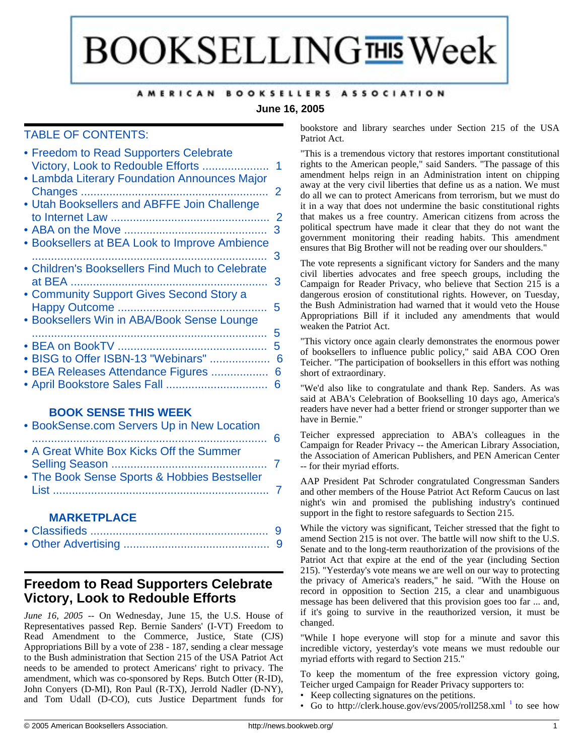# BOOKSELLING THIS Week

AMERICAN BOOKSELLERS ASSOCIATION

**June 16, 2005**

## TABLE OF CONTENTS:

- Freedom to Read Supporters Celebrate Victory, Look to Redouble Efforts ..................... 1
- Lambda Literary Foundation Announces Major Changes ............................................................ 2
- Utah Booksellers and ABFFE Join Challenge to Internet Law .................................................. 2
- ABA on the Move ............................................. 3
- Booksellers at BEA Look to Improve Ambience .......................................................................... 3
- Children's Booksellers Find Much to Celebrate at BEA ............................................................. 3
- Community Support Gives Second Story a Happy Outcome ............................................... 5
- Booksellers Win in ABA/Book Sense Lounge .......................................................................... 5
- BEA on BookTV ............................................... 5
- BISG to Offer ISBN-13 "Webinars" ................... 6
- BEA Releases Attendance Figures .................. 6
- April Bookstore Sales Fall ................................ 6

### BOOK SENSE THIS WEEK

- BookSense.com Servers Up in New Location .......................................................................... 6
- A Great White Box Kicks Off the Summer Selling Season ................................................. 7
- The Book Sense Sports & Hobbies Bestseller List ..................................................................... 7

### MARKETPLACE

- Classifieds ........................................................ 9
- Other Advertising ............................................... 9

## Freedom to Read Supporters Celebrate Victory, Look to Redouble Efforts

*June 16, 2005* -- On Wednesday, June 15, the U.S. House of Representatives passed Rep. Bernie Sanders' (I-VT) Freedom to Read Amendment to the Commerce, Justice, State (CJS) Appropriations Bill by a vote of 238 - 187, sending a clear message to the Bush administration that Section 215 of the USA Patriot Act needs to be amended to protect Americans' right to privacy. The amendment, which was co-sponsored by Reps. Butch Otter (R-ID), John Conyers (D-MI), Ron Paul (R-TX), Jerrold Nadler (D-NY), and Tom Udall (D-CO), cuts Justice Department funds for bookstore and library searches under Section 215 of the USA Patriot Act.

"This is a tremendous victory that restores important constitutional rights to the American people," said Sanders. "The passage of this amendment helps reign in an Administration intent on chipping away at the very civil liberties that define us as a nation. We must do all we can to protect Americans from terrorism, but we must do it in a way that does not undermine the basic constitutional rights that makes us a free country. American citizens from across the political spectrum have made it clear that they do not want the government monitoring their reading habits. This amendment ensures that Big Brother will not be reading over our shoulders."

The vote represents a significant victory for Sanders and the many civil liberties advocates and free speech groups, including the Campaign for Reader Privacy, who believe that Section 215 is a dangerous erosion of constitutional rights. However, on Tuesday, the Bush Administration had warned that it would veto the House Appropriations Bill if it included any amendments that would weaken the Patriot Act.

"This victory once again clearly demonstrates the enormous power of booksellers to influence public policy," said ABA COO Oren Teicher. "The participation of booksellers in this effort was nothing short of extraordinary.

"We'd also like to congratulate and thank Rep. Sanders. As was said at ABA's Celebration of Bookselling 10 days ago, America's readers have never had a better friend or stronger supporter than we have in Bernie."

Teicher expressed appreciation to ABA's colleagues in the Campaign for Reader Privacy -- the American Library Association, the Association of American Publishers, and PEN American Center -- for their myriad efforts.

AAP President Pat Schroder congratulated Congressman Sanders and other members of the House Patriot Act Reform Caucus on last night's win and promised the publishing industry's continued support in the fight to restore safeguards to Section 215.

While the victory was significant, Teicher stressed that the fight to amend Section 215 is not over. The battle will now shift to the U.S. Senate and to the long-term reauthorization of the provisions of the Patriot Act that expire at the end of the year (including Section 215). "Yesterday's vote means we are well on our way to protecting the privacy of America's readers," he said. "With the House on record in opposition to Section 215, a clear and unambiguous message has been delivered that this provision goes too far ... and, if it's going to survive in the reauthorized version, it must be changed.

"While I hope everyone will stop for a minute and savor this incredible victory, yesterday's vote means we must redouble our myriad efforts with regard to Section 215."

To keep the momentum of the free expression victory going, Teicher urged Campaign for Reader Privacy supporters to:

- Keep collecting signatures on the petitions.
- Go to http://clerk.house.gov/evs/2005/roll258.xml [1] to see how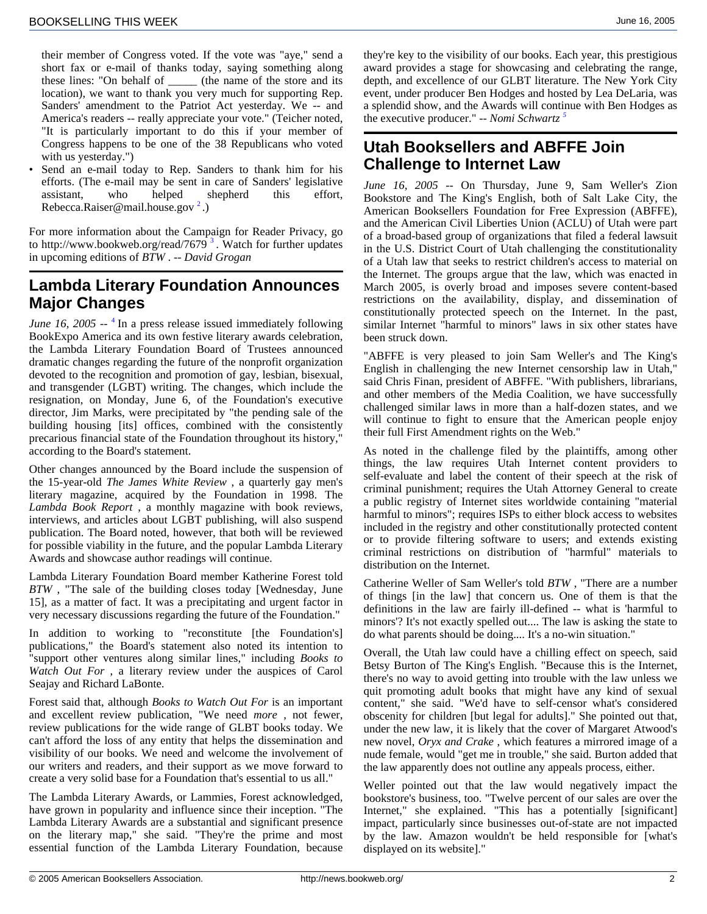their member of Congress voted. If the vote was "aye," send a short fax or e-mail of thanks today, saying something along these lines: "On behalf of _____ (the name of the store and its location), we want to thank you very much for supporting Rep. Sanders' amendment to the Patriot Act yesterday. We -- and America's readers -- really appreciate your vote." (Teicher noted, "It is particularly important to do this if your member of Congress happens to be one of the 38 Republicans who voted with us yesterday.")

- Send an e-mail today to Rep. Sanders to thank him for his efforts. (The e-mail may be sent in care of Sanders' legislative assistant, who helped shepherd this effort, Rebecca.Raiser@mail.house.gov [2].)

For more information about the Campaign for Reader Privacy, go to http://www.bookweb.org/read/7679 [3]. Watch for further updates in upcoming editions of *BTW* . -- *David Grogan*

## Lambda Literary Foundation Announces Major Changes

*June 16, 2005* -- [4] In a press release issued immediately following BookExpo America and its own festive literary awards celebration, the Lambda Literary Foundation Board of Trustees announced dramatic changes regarding the future of the nonprofit organization devoted to the recognition and promotion of gay, lesbian, bisexual, and transgender (LGBT) writing. The changes, which include the resignation, on Monday, June 6, of the Foundation's executive director, Jim Marks, were precipitated by "the pending sale of the building housing [its] offices, combined with the consistently precarious financial state of the Foundation throughout its history," according to the Board's statement.

Other changes announced by the Board include the suspension of the 15-year-old *The James White Review* , a quarterly gay men's literary magazine, acquired by the Foundation in 1998. The *Lambda Book Report* , a monthly magazine with book reviews, interviews, and articles about LGBT publishing, will also suspend publication. The Board noted, however, that both will be reviewed for possible viability in the future, and the popular Lambda Literary Awards and showcase author readings will continue.

Lambda Literary Foundation Board member Katherine Forest told *BTW* , "The sale of the building closes today [Wednesday, June 15], as a matter of fact. It was a precipitating and urgent factor in very necessary discussions regarding the future of the Foundation."

In addition to working to "reconstitute [the Foundation's] publications," the Board's statement also noted its intention to "support other ventures along similar lines," including *Books to Watch Out For* , a literary review under the auspices of Carol Seajay and Richard LaBonte.

Forest said that, although *Books to Watch Out For* is an important and excellent review publication, "We need *more* , not fewer, review publications for the wide range of GLBT books today. We can't afford the loss of any entity that helps the dissemination and visibility of our books. We need and welcome the involvement of our writers and readers, and their support as we move forward to create a very solid base for a Foundation that's essential to us all."

The Lambda Literary Awards, or Lammies, Forest acknowledged, have grown in popularity and influence since their inception. "The Lambda Literary Awards are a substantial and significant presence on the literary map," she said. "They're the prime and most essential function of the Lambda Literary Foundation, because they're key to the visibility of our books. Each year, this prestigious award provides a stage for showcasing and celebrating the range, depth, and excellence of our GLBT literature. The New York City event, under producer Ben Hodges and hosted by Lea DeLaria, was a splendid show, and the Awards will continue with Ben Hodges as the executive producer." -- *Nomi Schwartz* [5]

## Utah Booksellers and ABFFE Join Challenge to Internet Law

*June 16, 2005* -- On Thursday, June 9, Sam Weller's Zion Bookstore and The King's English, both of Salt Lake City, the American Booksellers Foundation for Free Expression (ABFFE), and the American Civil Liberties Union (ACLU) of Utah were part of a broad-based group of organizations that filed a federal lawsuit in the U.S. District Court of Utah challenging the constitutionality of a Utah law that seeks to restrict children's access to material on the Internet. The groups argue that the law, which was enacted in March 2005, is overly broad and imposes severe content-based restrictions on the availability, display, and dissemination of constitutionally protected speech on the Internet. In the past, similar Internet "harmful to minors" laws in six other states have been struck down.

"ABFFE is very pleased to join Sam Weller's and The King's English in challenging the new Internet censorship law in Utah," said Chris Finan, president of ABFFE. "With publishers, librarians, and other members of the Media Coalition, we have successfully challenged similar laws in more than a half-dozen states, and we will continue to fight to ensure that the American people enjoy their full First Amendment rights on the Web."

As noted in the challenge filed by the plaintiffs, among other things, the law requires Utah Internet content providers to self-evaluate and label the content of their speech at the risk of criminal punishment; requires the Utah Attorney General to create a public registry of Internet sites worldwide containing "material harmful to minors"; requires ISPs to either block access to websites included in the registry and other constitutionally protected content or to provide filtering software to users; and extends existing criminal restrictions on distribution of "harmful" materials to distribution on the Internet.

Catherine Weller of Sam Weller's told *BTW* , "There are a number of things [in the law] that concern us. One of them is that the definitions in the law are fairly ill-defined -- what is 'harmful to minors'? It's not exactly spelled out.... The law is asking the state to do what parents should be doing.... It's a no-win situation."

Overall, the Utah law could have a chilling effect on speech, said Betsy Burton of The King's English. "Because this is the Internet, there's no way to avoid getting into trouble with the law unless we quit promoting adult books that might have any kind of sexual content," she said. "We'd have to self-censor what's considered obscenity for children [but legal for adults]." She pointed out that, under the new law, it is likely that the cover of Margaret Atwood's new novel, *Oryx and Crake* , which features a mirrored image of a nude female, would "get me in trouble," she said. Burton added that the law apparently does not outline any appeals process, either.

Weller pointed out that the law would negatively impact the bookstore's business, too. "Twelve percent of our sales are over the Internet," she explained. "This has a potentially [significant] impact, particularly since businesses out-of-state are not impacted by the law. Amazon wouldn't be held responsible for [what's displayed on its website]."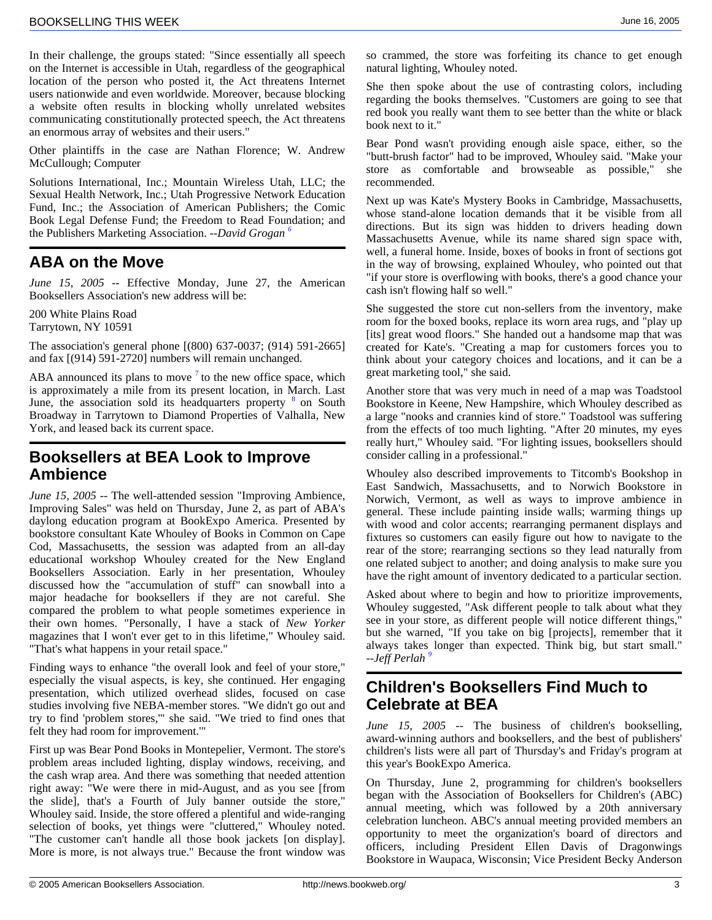In their challenge, the groups stated: "Since essentially all speech on the Internet is accessible in Utah, regardless of the geographical location of the person who posted it, the Act threatens Internet users nationwide and even worldwide. Moreover, because blocking a website often results in blocking wholly unrelated websites communicating constitutionally protected speech, the Act threatens an enormous array of websites and their users."

Other plaintiffs in the case are Nathan Florence; W. Andrew McCullough; Computer

Solutions International, Inc.; Mountain Wireless Utah, LLC; the Sexual Health Network, Inc.; Utah Progressive Network Education Fund, Inc.; the Association of American Publishers; the Comic Book Legal Defense Fund; the Freedom to Read Foundation; and the Publishers Marketing Association. --*David Grogan* [6]

## ABA on the Move

*June 15, 2005* -- Effective Monday, June 27, the American Booksellers Association's new address will be:

200 White Plains Road
Tarrytown, NY 10591

The association's general phone [(800) 637-0037; (914) 591-2665] and fax [(914) 591-2720] numbers will remain unchanged.

ABA announced its plans to move [7] to the new office space, which is approximately a mile from its present location, in March. Last June, the association sold its headquarters property [8] on South Broadway in Tarrytown to Diamond Properties of Valhalla, New York, and leased back its current space.

## Booksellers at BEA Look to Improve Ambience

*June 15, 2005* -- The well-attended session "Improving Ambience, Improving Sales" was held on Thursday, June 2, as part of ABA's daylong education program at BookExpo America. Presented by bookstore consultant Kate Whouley of Books in Common on Cape Cod, Massachusetts, the session was adapted from an all-day educational workshop Whouley created for the New England Booksellers Association. Early in her presentation, Whouley discussed how the "accumulation of stuff" can snowball into a major headache for booksellers if they are not careful. She compared the problem to what people sometimes experience in their own homes. "Personally, I have a stack of *New Yorker* magazines that I won't ever get to in this lifetime," Whouley said. "That's what happens in your retail space."

Finding ways to enhance "the overall look and feel of your store," especially the visual aspects, is key, she continued. Her engaging presentation, which utilized overhead slides, focused on case studies involving five NEBA-member stores. "We didn't go out and try to find 'problem stores,'" she said. "We tried to find ones that felt they had room for improvement.'"

First up was Bear Pond Books in Montepelier, Vermont. The store's problem areas included lighting, display windows, receiving, and the cash wrap area. And there was something that needed attention right away: "We were there in mid-August, and as you see [from the slide], that's a Fourth of July banner outside the store," Whouley said. Inside, the store offered a plentiful and wide-ranging selection of books, yet things were "cluttered," Whouley noted. "The customer can't handle all those book jackets [on display]. More is more, is not always true." Because the front window was so crammed, the store was forfeiting its chance to get enough natural lighting, Whouley noted.

She then spoke about the use of contrasting colors, including regarding the books themselves. "Customers are going to see that red book you really want them to see better than the white or black book next to it."

Bear Pond wasn't providing enough aisle space, either, so the "butt-brush factor" had to be improved, Whouley said. "Make your store as comfortable and browseable as possible," she recommended.

Next up was Kate's Mystery Books in Cambridge, Massachusetts, whose stand-alone location demands that it be visible from all directions. But its sign was hidden to drivers heading down Massachusetts Avenue, while its name shared sign space with, well, a funeral home. Inside, boxes of books in front of sections got in the way of browsing, explained Whouley, who pointed out that "if your store is overflowing with books, there's a good chance your cash isn't flowing half so well."

She suggested the store cut non-sellers from the inventory, make room for the boxed books, replace its worn area rugs, and "play up [its] great wood floors." She handed out a handsome map that was created for Kate's. "Creating a map for customers forces you to think about your category choices and locations, and it can be a great marketing tool," she said.

Another store that was very much in need of a map was Toadstool Bookstore in Keene, New Hampshire, which Whouley described as a large "nooks and crannies kind of store." Toadstool was suffering from the effects of too much lighting. "After 20 minutes, my eyes really hurt," Whouley said. "For lighting issues, booksellers should consider calling in a professional."

Whouley also described improvements to Titcomb's Bookshop in East Sandwich, Massachusetts, and to Norwich Bookstore in Norwich, Vermont, as well as ways to improve ambience in general. These include painting inside walls; warming things up with wood and color accents; rearranging permanent displays and fixtures so customers can easily figure out how to navigate to the rear of the store; rearranging sections so they lead naturally from one related subject to another; and doing analysis to make sure you have the right amount of inventory dedicated to a particular section.

Asked about where to begin and how to prioritize improvements, Whouley suggested, "Ask different people to talk about what they see in your store, as different people will notice different things," but she warned, "If you take on big [projects], remember that it always takes longer than expected. Think big, but start small." --*Jeff Perlah* [9]

## Children's Booksellers Find Much to Celebrate at BEA

*June 15, 2005* -- The business of children's bookselling, award-winning authors and booksellers, and the best of publishers' children's lists were all part of Thursday's and Friday's program at this year's BookExpo America.

On Thursday, June 2, programming for children's booksellers began with the Association of Booksellers for Children's (ABC) annual meeting, which was followed by a 20th anniversary celebration luncheon. ABC's annual meeting provided members an opportunity to meet the organization's board of directors and officers, including President Ellen Davis of Dragonwings Bookstore in Waupaca, Wisconsin; Vice President Becky Anderson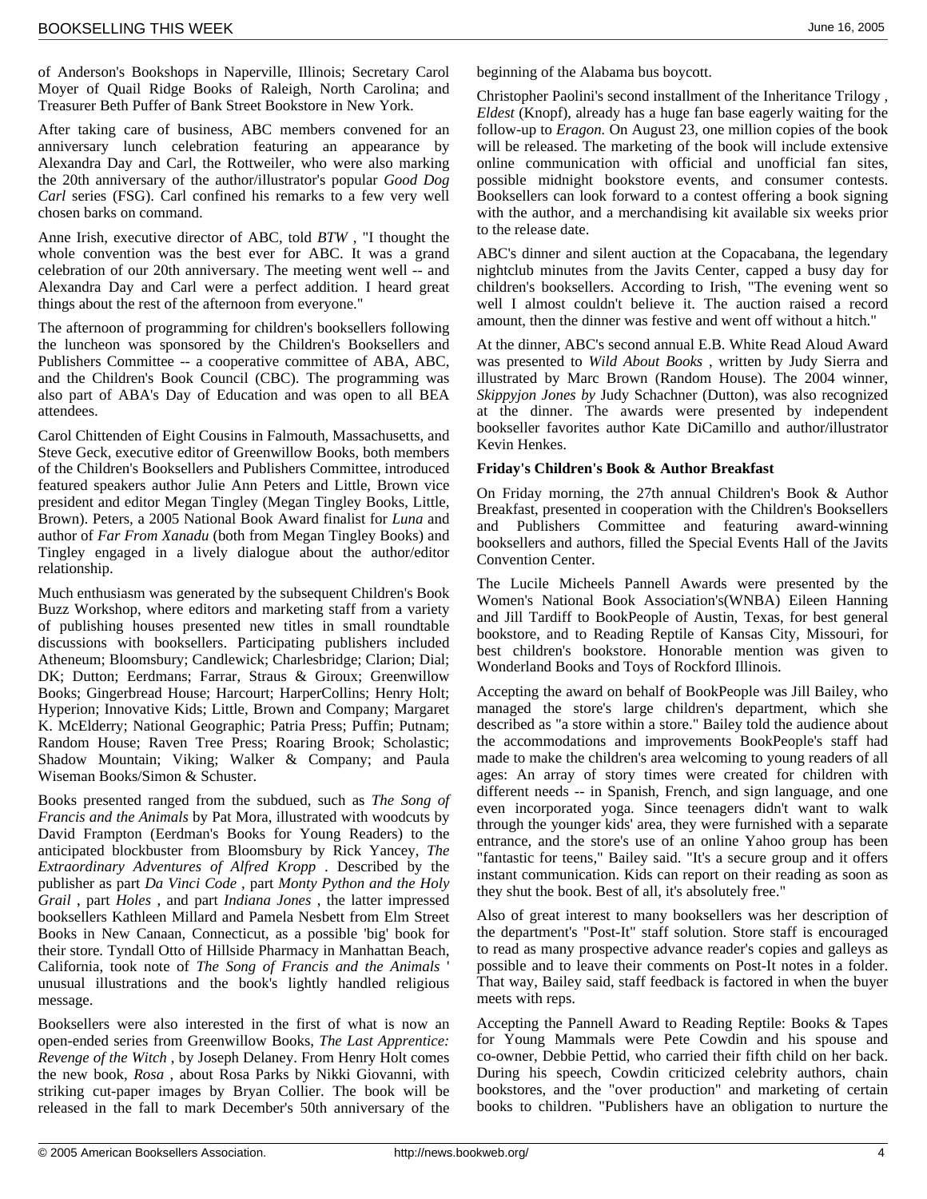of Anderson's Bookshops in Naperville, Illinois; Secretary Carol Moyer of Quail Ridge Books of Raleigh, North Carolina; and Treasurer Beth Puffer of Bank Street Bookstore in New York.

After taking care of business, ABC members convened for an anniversary lunch celebration featuring an appearance by Alexandra Day and Carl, the Rottweiler, who were also marking the 20th anniversary of the author/illustrator's popular *Good Dog Carl* series (FSG). Carl confined his remarks to a few very well chosen barks on command.

Anne Irish, executive director of ABC, told *BTW* , "I thought the whole convention was the best ever for ABC. It was a grand celebration of our 20th anniversary. The meeting went well -- and Alexandra Day and Carl were a perfect addition. I heard great things about the rest of the afternoon from everyone."

The afternoon of programming for children's booksellers following the luncheon was sponsored by the Children's Booksellers and Publishers Committee -- a cooperative committee of ABA, ABC, and the Children's Book Council (CBC). The programming was also part of ABA's Day of Education and was open to all BEA attendees.

Carol Chittenden of Eight Cousins in Falmouth, Massachusetts, and Steve Geck, executive editor of Greenwillow Books, both members of the Children's Booksellers and Publishers Committee, introduced featured speakers author Julie Ann Peters and Little, Brown vice president and editor Megan Tingley (Megan Tingley Books, Little, Brown). Peters, a 2005 National Book Award finalist for *Luna* and author of *Far From Xanadu* (both from Megan Tingley Books) and Tingley engaged in a lively dialogue about the author/editor relationship.

Much enthusiasm was generated by the subsequent Children's Book Buzz Workshop, where editors and marketing staff from a variety of publishing houses presented new titles in small roundtable discussions with booksellers. Participating publishers included Atheneum; Bloomsbury; Candlewick; Charlesbridge; Clarion; Dial; DK; Dutton; Eerdmans; Farrar, Straus & Giroux; Greenwillow Books; Gingerbread House; Harcourt; HarperCollins; Henry Holt; Hyperion; Innovative Kids; Little, Brown and Company; Margaret K. McElderry; National Geographic; Patria Press; Puffin; Putnam; Random House; Raven Tree Press; Roaring Brook; Scholastic; Shadow Mountain; Viking; Walker & Company; and Paula Wiseman Books/Simon & Schuster.

Books presented ranged from the subdued, such as *The Song of Francis and the Animals* by Pat Mora, illustrated with woodcuts by David Frampton (Eerdman's Books for Young Readers) to the anticipated blockbuster from Bloomsbury by Rick Yancey, *The Extraordinary Adventures of Alfred Kropp* . Described by the publisher as part *Da Vinci Code* , part *Monty Python and the Holy Grail* , part *Holes* , and part *Indiana Jones* , the latter impressed booksellers Kathleen Millard and Pamela Nesbett from Elm Street Books in New Canaan, Connecticut, as a possible 'big' book for their store. Tyndall Otto of Hillside Pharmacy in Manhattan Beach, California, took note of *The Song of Francis and the Animals* ' unusual illustrations and the book's lightly handled religious message.

Booksellers were also interested in the first of what is now an open-ended series from Greenwillow Books, *The Last Apprentice: Revenge of the Witch* , by Joseph Delaney. From Henry Holt comes the new book, *Rosa* , about Rosa Parks by Nikki Giovanni, with striking cut-paper images by Bryan Collier. The book will be released in the fall to mark December's 50th anniversary of the beginning of the Alabama bus boycott.

Christopher Paolini's second installment of the Inheritance Trilogy , *Eldest* (Knopf), already has a huge fan base eagerly waiting for the follow-up to *Eragon.* On August 23, one million copies of the book will be released. The marketing of the book will include extensive online communication with official and unofficial fan sites, possible midnight bookstore events, and consumer contests. Booksellers can look forward to a contest offering a book signing with the author, and a merchandising kit available six weeks prior to the release date.

ABC's dinner and silent auction at the Copacabana, the legendary nightclub minutes from the Javits Center, capped a busy day for children's booksellers. According to Irish, "The evening went so well I almost couldn't believe it. The auction raised a record amount, then the dinner was festive and went off without a hitch."

At the dinner, ABC's second annual E.B. White Read Aloud Award was presented to *Wild About Books* , written by Judy Sierra and illustrated by Marc Brown (Random House). The 2004 winner, *Skippyjon Jones by* Judy Schachner (Dutton), was also recognized at the dinner. The awards were presented by independent bookseller favorites author Kate DiCamillo and author/illustrator Kevin Henkes.

**Friday's Children's Book & Author Breakfast**

On Friday morning, the 27th annual Children's Book & Author Breakfast, presented in cooperation with the Children's Booksellers and Publishers Committee and featuring award-winning booksellers and authors, filled the Special Events Hall of the Javits Convention Center.

The Lucile Micheels Pannell Awards were presented by the Women's National Book Association's(WNBA) Eileen Hanning and Jill Tardiff to BookPeople of Austin, Texas, for best general bookstore, and to Reading Reptile of Kansas City, Missouri, for best children's bookstore. Honorable mention was given to Wonderland Books and Toys of Rockford Illinois.

Accepting the award on behalf of BookPeople was Jill Bailey, who managed the store's large children's department, which she described as "a store within a store." Bailey told the audience about the accommodations and improvements BookPeople's staff had made to make the children's area welcoming to young readers of all ages: An array of story times were created for children with different needs -- in Spanish, French, and sign language, and one even incorporated yoga. Since teenagers didn't want to walk through the younger kids' area, they were furnished with a separate entrance, and the store's use of an online Yahoo group has been "fantastic for teens," Bailey said. "It's a secure group and it offers instant communication. Kids can report on their reading as soon as they shut the book. Best of all, it's absolutely free."

Also of great interest to many booksellers was her description of the department's "Post-It" staff solution. Store staff is encouraged to read as many prospective advance reader's copies and galleys as possible and to leave their comments on Post-It notes in a folder. That way, Bailey said, staff feedback is factored in when the buyer meets with reps.

Accepting the Pannell Award to Reading Reptile: Books & Tapes for Young Mammals were Pete Cowdin and his spouse and co-owner, Debbie Pettid, who carried their fifth child on her back. During his speech, Cowdin criticized celebrity authors, chain bookstores, and the "over production" and marketing of certain books to children. "Publishers have an obligation to nurture the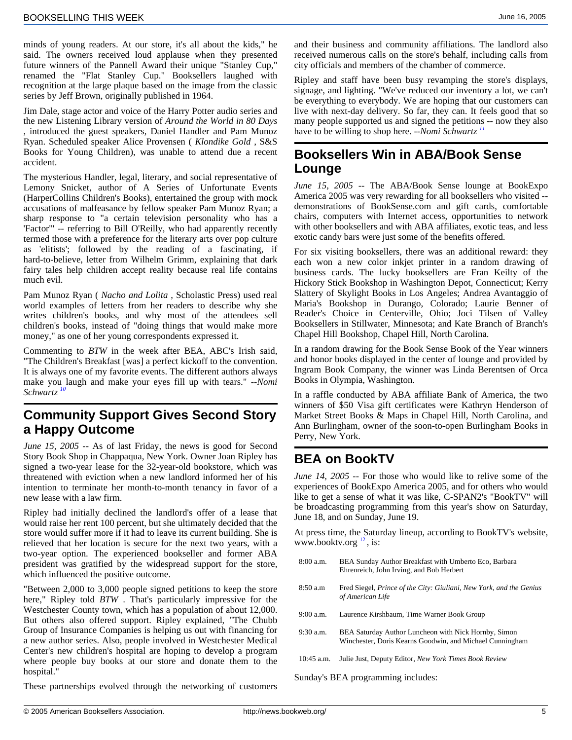minds of young readers. At our store, it's all about the kids," he said. The owners received loud applause when they presented future winners of the Pannell Award their unique "Stanley Cup," renamed the "Flat Stanley Cup." Booksellers laughed with recognition at the large plaque based on the image from the classic series by Jeff Brown, originally published in 1964.

Jim Dale, stage actor and voice of the Harry Potter audio series and the new Listening Library version of *Around the World in 80 Days* , introduced the guest speakers, Daniel Handler and Pam Munoz Ryan. Scheduled speaker Alice Provensen ( *Klondike Gold* , S&S Books for Young Children), was unable to attend due a recent accident.

The mysterious Handler, legal, literary, and social representative of Lemony Snicket, author of A Series of Unfortunate Events (HarperCollins Children's Books), entertained the group with mock accusations of malfeasance by fellow speaker Pam Munoz Ryan; a sharp response to "a certain television personality who has a 'Factor'" -- referring to Bill O'Reilly, who had apparently recently termed those with a preference for the literary arts over pop culture as 'elitists'; followed by the reading of a fascinating, if hard-to-believe, letter from Wilhelm Grimm, explaining that dark fairy tales help children accept reality because real life contains much evil.

Pam Munoz Ryan ( *Nacho and Lolita* , Scholastic Press) used real world examples of letters from her readers to describe why she writes children's books, and why most of the attendees sell children's books, instead of "doing things that would make more money," as one of her young correspondents expressed it.

Commenting to *BTW* in the week after BEA, ABC's Irish said, "The Children's Breakfast [was] a perfect kickoff to the convention. It is always one of my favorite events. The different authors always make you laugh and make your eyes fill up with tears." *--Nomi Schwartz* [10]

## Community Support Gives Second Story a Happy Outcome

*June 15, 2005* -- As of last Friday, the news is good for Second Story Book Shop in Chappaqua, New York. Owner Joan Ripley has signed a two-year lease for the 32-year-old bookstore, which was threatened with eviction when a new landlord informed her of his intention to terminate her month-to-month tenancy in favor of a new lease with a law firm.

Ripley had initially declined the landlord's offer of a lease that would raise her rent 100 percent, but she ultimately decided that the store would suffer more if it had to leave its current building. She is relieved that her location is secure for the next two years, with a two-year option. The experienced bookseller and former ABA president was gratified by the widespread support for the store, which influenced the positive outcome.

"Between 2,000 to 3,000 people signed petitions to keep the store here," Ripley told *BTW* . That's particularly impressive for the Westchester County town, which has a population of about 12,000. But others also offered support. Ripley explained, "The Chubb Group of Insurance Companies is helping us out with financing for a new author series. Also, people involved in Westchester Medical Center's new children's hospital are hoping to develop a program where people buy books at our store and donate them to the hospital."

These partnerships evolved through the networking of customers and their business and community affiliations. The landlord also received numerous calls on the store's behalf, including calls from city officials and members of the chamber of commerce.

Ripley and staff have been busy revamping the store's displays, signage, and lighting. "We've reduced our inventory a lot, we can't be everything to everybody. We are hoping that our customers can live with next-day delivery. So far, they can. It feels good that so many people supported us and signed the petitions -- now they also have to be willing to shop here. *--Nomi Schwartz* [11]

## Booksellers Win in ABA/Book Sense Lounge

*June 15, 2005* -- The ABA/Book Sense lounge at BookExpo America 2005 was very rewarding for all booksellers who visited -- demonstrations of BookSense.com and gift cards, comfortable chairs, computers with Internet access, opportunities to network with other booksellers and with ABA affiliates, exotic teas, and less exotic candy bars were just some of the benefits offered.

For six visiting booksellers, there was an additional reward: they each won a new color inkjet printer in a random drawing of business cards. The lucky booksellers are Fran Keilty of the Hickory Stick Bookshop in Washington Depot, Connecticut; Kerry Slattery of Skylight Books in Los Angeles; Andrea Avantaggio of Maria's Bookshop in Durango, Colorado; Laurie Benner of Reader's Choice in Centerville, Ohio; Joci Tilsen of Valley Booksellers in Stillwater, Minnesota; and Kate Branch of Branch's Chapel Hill Bookshop, Chapel Hill, North Carolina.

In a random drawing for the Book Sense Book of the Year winners and honor books displayed in the center of lounge and provided by Ingram Book Company, the winner was Linda Berentsen of Orca Books in Olympia, Washington.

In a raffle conducted by ABA affiliate Bank of America, the two winners of $50 Visa gift certificates were Kathryn Henderson of Market Street Books & Maps in Chapel Hill, North Carolina, and Ann Burlingham, owner of the soon-to-open Burlingham Books in Perry, New York.

## BEA on BookTV

*June 14, 2005* -- For those who would like to relive some of the experiences of BookExpo America 2005, and for others who would like to get a sense of what it was like, C-SPAN2's "BookTV" will be broadcasting programming from this year's show on Saturday, June 18, and on Sunday, June 19.

At press time, the Saturday lineup, according to BookTV's website, www.booktv.org [12], is:

| | |
|---|---|
| 8:00 a.m. | BEA Sunday Author Breakfast with Umberto Eco, Barbara Ehrenreich, John Irving, and Bob Herbert |
| 8:50 a.m | Fred Siegel, *Prince of the City: Giuliani, New York, and the Genius of American Life* |
| 9:00 a.m. | Laurence Kirshbaum, Time Warner Book Group |
| 9:30 a.m. | BEA Saturday Author Luncheon with Nick Hornby, Simon Winchester, Doris Kearns Goodwin, and Michael Cunningham |
| 10:45 a.m. | Julie Just, Deputy Editor, *New York Times Book Review* |

Sunday's BEA programming includes: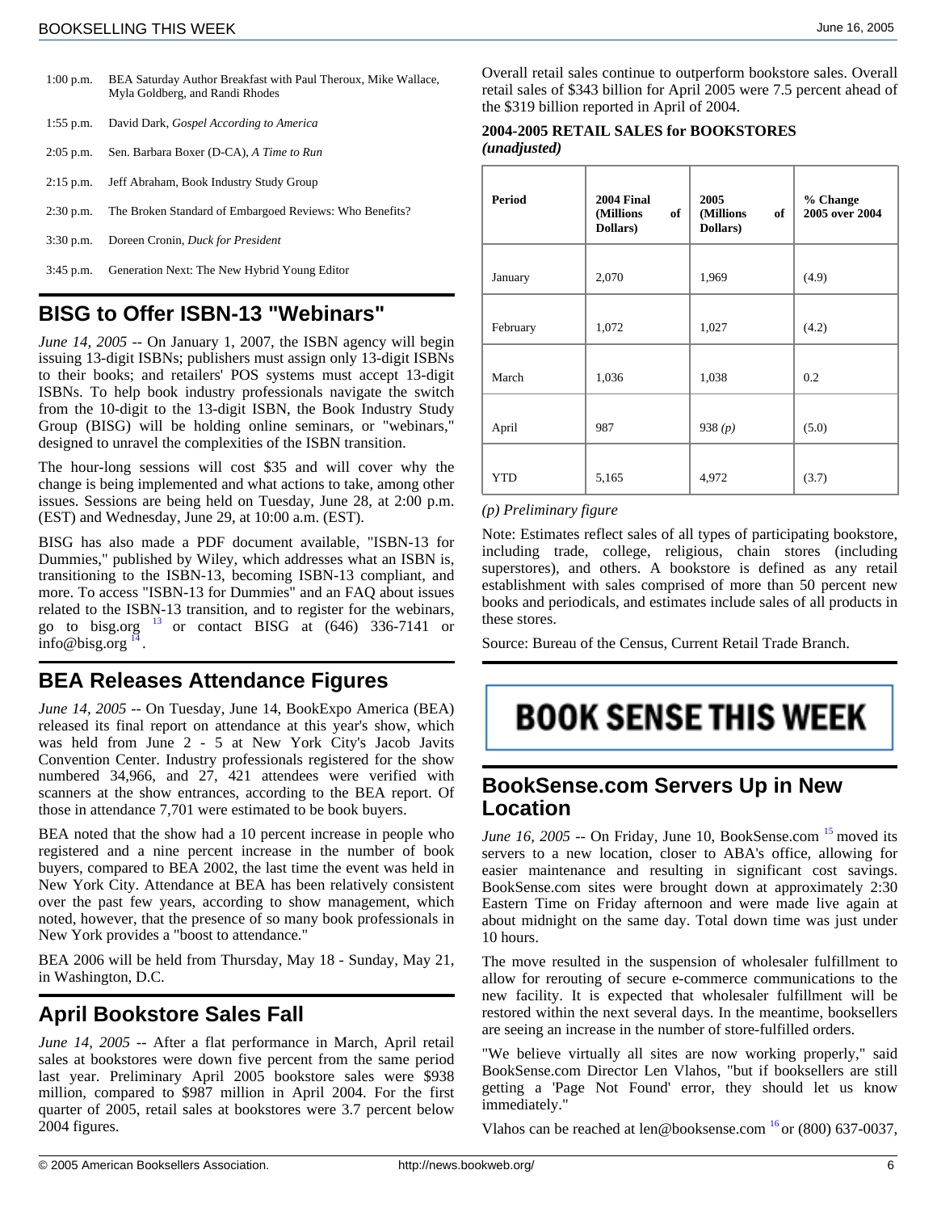| | |
|---|---|
| 1:00 p.m. | BEA Saturday Author Breakfast with Paul Theroux, Mike Wallace, Myla Goldberg, and Randi Rhodes |
| 1:55 p.m. | David Dark, *Gospel According to America* |
| 2:05 p.m. | Sen. Barbara Boxer (D-CA), *A Time to Run* |
| 2:15 p.m. | Jeff Abraham, Book Industry Study Group |
| 2:30 p.m. | The Broken Standard of Embargoed Reviews: Who Benefits? |
| 3:30 p.m. | Doreen Cronin, *Duck for President* |
| 3:45 p.m. | Generation Next: The New Hybrid Young Editor |

## BISG to Offer ISBN-13 "Webinars"

*June 14, 2005* -- On January 1, 2007, the ISBN agency will begin issuing 13-digit ISBNs; publishers must assign only 13-digit ISBNs to their books; and retailers' POS systems must accept 13-digit ISBNs. To help book industry professionals navigate the switch from the 10-digit to the 13-digit ISBN, the Book Industry Study Group (BISG) will be holding online seminars, or "webinars," designed to unravel the complexities of the ISBN transition.

The hour-long sessions will cost $35 and will cover why the change is being implemented and what actions to take, among other issues. Sessions are being held on Tuesday, June 28, at 2:00 p.m. (EST) and Wednesday, June 29, at 10:00 a.m. (EST).

BISG has also made a PDF document available, "ISBN-13 for Dummies," published by Wiley, which addresses what an ISBN is, transitioning to the ISBN-13, becoming ISBN-13 compliant, and more. To access "ISBN-13 for Dummies" and an FAQ about issues related to the ISBN-13 transition, and to register for the webinars, go to bisg.org [13] or contact BISG at (646) 336-7141 or info@bisg.org [14].

## BEA Releases Attendance Figures

*June 14, 2005* -- On Tuesday, June 14, BookExpo America (BEA) released its final report on attendance at this year's show, which was held from June 2 - 5 at New York City's Jacob Javits Convention Center. Industry professionals registered for the show numbered 34,966, and 27, 421 attendees were verified with scanners at the show entrances, according to the BEA report. Of those in attendance 7,701 were estimated to be book buyers.

BEA noted that the show had a 10 percent increase in people who registered and a nine percent increase in the number of book buyers, compared to BEA 2002, the last time the event was held in New York City. Attendance at BEA has been relatively consistent over the past few years, according to show management, which noted, however, that the presence of so many book professionals in New York provides a "boost to attendance."

BEA 2006 will be held from Thursday, May 18 - Sunday, May 21, in Washington, D.C.

## April Bookstore Sales Fall

*June 14, 2005* -- After a flat performance in March, April retail sales at bookstores were down five percent from the same period last year. Preliminary April 2005 bookstore sales were $938 million, compared to $987 million in April 2004. For the first quarter of 2005, retail sales at bookstores were 3.7 percent below 2004 figures.

Overall retail sales continue to outperform bookstore sales. Overall retail sales of $343 billion for April 2005 were 7.5 percent ahead of the $319 billion reported in April of 2004.

**2004-2005 RETAIL SALES for BOOKSTORES *(unadjusted)***

| Period | 2004 Final (Millions of Dollars) | 2005 (Millions of Dollars) | % Change 2005 over 2004 |
|---|---|---|---|
| January | 2,070 | 1,969 | (4.9) |
| February | 1,072 | 1,027 | (4.2) |
| March | 1,036 | 1,038 | 0.2 |
| April | 987 | 938 *(p)* | (5.0) |
| YTD | 5,165 | 4,972 | (3.7) |

*(p) Preliminary figure*

Note: Estimates reflect sales of all types of participating bookstore, including trade, college, religious, chain stores (including superstores), and others. A bookstore is defined as any retail establishment with sales comprised of more than 50 percent new books and periodicals, and estimates include sales of all products in these stores.

Source: Bureau of the Census, Current Retail Trade Branch.

# BOOK SENSE THIS WEEK

## BookSense.com Servers Up in New Location

*June 16, 2005* -- On Friday, June 10, BookSense.com [15] moved its servers to a new location, closer to ABA's office, allowing for easier maintenance and resulting in significant cost savings. BookSense.com sites were brought down at approximately 2:30 Eastern Time on Friday afternoon and were made live again at about midnight on the same day. Total down time was just under 10 hours.

The move resulted in the suspension of wholesaler fulfillment to allow for rerouting of secure e-commerce communications to the new facility. It is expected that wholesaler fulfillment will be restored within the next several days. In the meantime, booksellers are seeing an increase in the number of store-fulfilled orders.

"We believe virtually all sites are now working properly," said BookSense.com Director Len Vlahos, "but if booksellers are still getting a 'Page Not Found' error, they should let us know immediately."

Vlahos can be reached at len@booksense.com [16] or (800) 637-0037,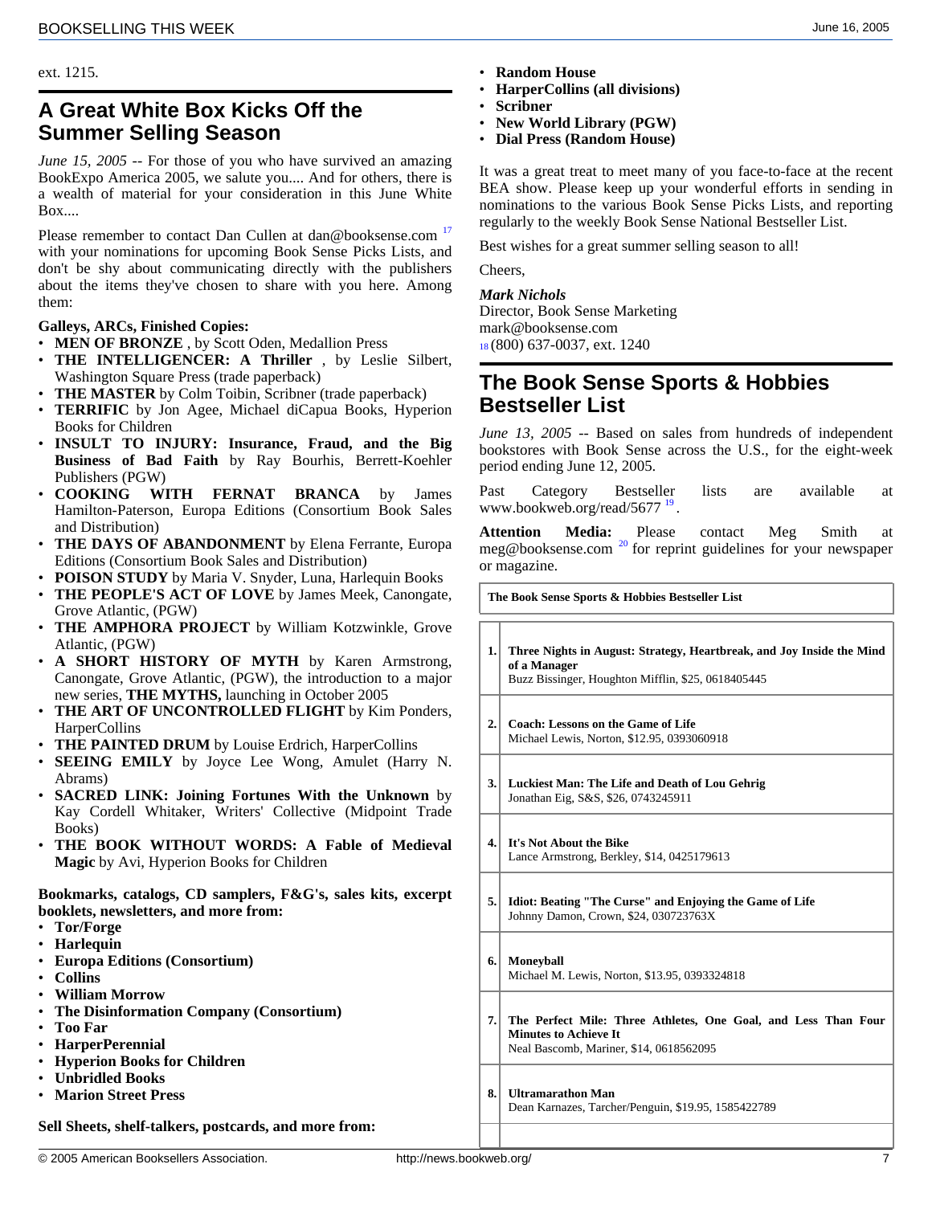ext. 1215.

## A Great White Box Kicks Off the Summer Selling Season

*June 15, 2005* -- For those of you who have survived an amazing BookExpo America 2005, we salute you.... And for others, there is a wealth of material for your consideration in this June White Box....

Please remember to contact Dan Cullen at dan@booksense.com [17] with your nominations for upcoming Book Sense Picks Lists, and don't be shy about communicating directly with the publishers about the items they've chosen to share with you here. Among them:

**Galleys, ARCs, Finished Copies:**

- **MEN OF BRONZE** , by Scott Oden, Medallion Press
- **THE INTELLIGENCER: A Thriller** , by Leslie Silbert, Washington Square Press (trade paperback)
- **THE MASTER** by Colm Toibin, Scribner (trade paperback)
- **TERRIFIC** by Jon Agee, Michael diCapua Books, Hyperion Books for Children
- **INSULT TO INJURY: Insurance, Fraud, and the Big Business of Bad Faith** by Ray Bourhis, Berrett-Koehler Publishers (PGW)
- **COOKING WITH FERNAT BRANCA** by James Hamilton-Paterson, Europa Editions (Consortium Book Sales and Distribution)
- **THE DAYS OF ABANDONMENT** by Elena Ferrante, Europa Editions (Consortium Book Sales and Distribution)
- **POISON STUDY** by Maria V. Snyder, Luna, Harlequin Books
- **THE PEOPLE'S ACT OF LOVE** by James Meek, Canongate, Grove Atlantic, (PGW)
- **THE AMPHORA PROJECT** by William Kotzwinkle, Grove Atlantic, (PGW)
- **A SHORT HISTORY OF MYTH** by Karen Armstrong, Canongate, Grove Atlantic, (PGW), the introduction to a major new series, **THE MYTHS,** launching in October 2005
- **THE ART OF UNCONTROLLED FLIGHT** by Kim Ponders, HarperCollins
- **THE PAINTED DRUM** by Louise Erdrich, HarperCollins
- **SEEING EMILY** by Joyce Lee Wong, Amulet (Harry N. Abrams)
- **SACRED LINK: Joining Fortunes With the Unknown** by Kay Cordell Whitaker, Writers' Collective (Midpoint Trade Books)
- **THE BOOK WITHOUT WORDS: A Fable of Medieval Magic** by Avi, Hyperion Books for Children

**Bookmarks, catalogs, CD samplers, F&G's, sales kits, excerpt booklets, newsletters, and more from:**

- **Tor/Forge**
- **Harlequin**
- **Europa Editions (Consortium)**
- **Collins**
- **William Morrow**
- **The Disinformation Company (Consortium)**
- **Too Far**
- **HarperPerennial**
- **Hyperion Books for Children**
- **Unbridled Books**
- **Marion Street Press**

**Sell Sheets, shelf-talkers, postcards, and more from:**

- **Random House**
- **HarperCollins (all divisions)**
- **Scribner**
- **New World Library (PGW)**
- **Dial Press (Random House)**

It was a great treat to meet many of you face-to-face at the recent BEA show. Please keep up your wonderful efforts in sending in nominations to the various Book Sense Picks Lists, and reporting regularly to the weekly Book Sense National Bestseller List.

Best wishes for a great summer selling season to all!

Cheers,

***Mark Nichols***
Director, Book Sense Marketing
mark@booksense.com
[18] (800) 637-0037, ext. 1240

## The Book Sense Sports & Hobbies Bestseller List

*June 13, 2005* -- Based on sales from hundreds of independent bookstores with Book Sense across the U.S., for the eight-week period ending June 12, 2005.

Past Category Bestseller lists are available at www.bookweb.org/read/5677 [19] .

**Attention Media:** Please contact Meg Smith at meg@booksense.com [20] for reprint guidelines for your newspaper or magazine.

| | The Book Sense Sports & Hobbies Bestseller List |
|---|---|
| 1. | **Three Nights in August: Strategy, Heartbreak, and Joy Inside the Mind of a Manager**<br>Buzz Bissinger, Houghton Mifflin, $25, 0618405445 |
| 2. | **Coach: Lessons on the Game of Life**<br>Michael Lewis, Norton, $12.95, 0393060918 |
| 3. | **Luckiest Man: The Life and Death of Lou Gehrig**<br>Jonathan Eig, S&S, $26, 0743245911 |
| 4. | **It's Not About the Bike**<br>Lance Armstrong, Berkley, $14, 0425179613 |
| 5. | **Idiot: Beating "The Curse" and Enjoying the Game of Life**<br>Johnny Damon, Crown, $24, 030723763X |
| 6. | **Moneyball**<br>Michael M. Lewis, Norton, $13.95, 0393324818 |
| 7. | **The Perfect Mile: Three Athletes, One Goal, and Less Than Four Minutes to Achieve It**<br>Neal Bascomb, Mariner, $14, 0618562095 |
| 8. | **Ultramarathon Man**<br>Dean Karnazes, Tarcher/Penguin, $19.95, 1585422789 |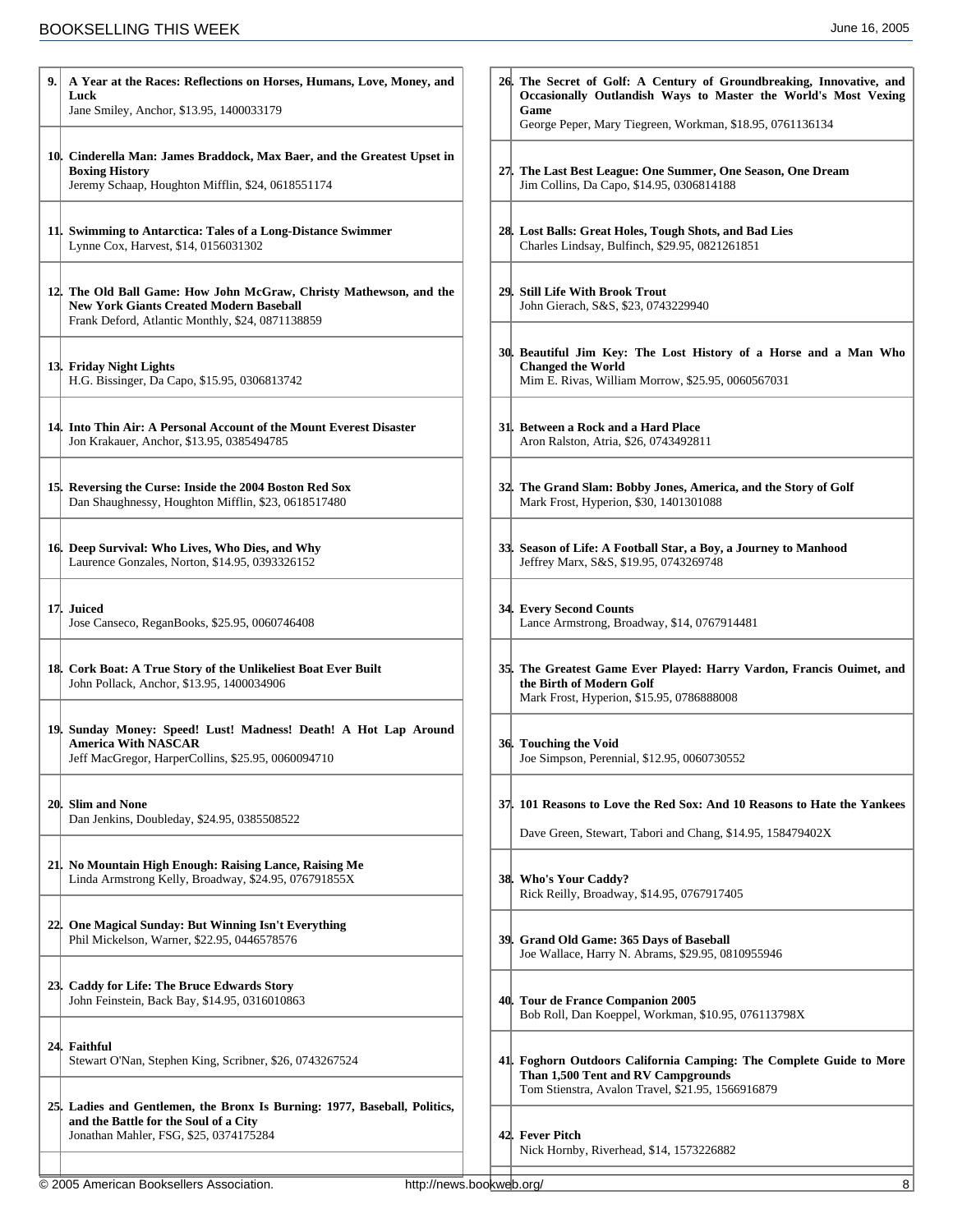9. **A Year at the Races: Reflections on Horses, Humans, Love, Money, and Luck**
Jane Smiley, Anchor, $13.95, 1400033179

10. **Cinderella Man: James Braddock, Max Baer, and the Greatest Upset in Boxing History**
Jeremy Schaap, Houghton Mifflin, $24, 0618551174

11. **Swimming to Antarctica: Tales of a Long-Distance Swimmer**
Lynne Cox, Harvest, $14, 0156031302

12. **The Old Ball Game: How John McGraw, Christy Mathewson, and the New York Giants Created Modern Baseball**
Frank Deford, Atlantic Monthly, $24, 0871138859

13. **Friday Night Lights**
H.G. Bissinger, Da Capo, $15.95, 0306813742

14. **Into Thin Air: A Personal Account of the Mount Everest Disaster**
Jon Krakauer, Anchor, $13.95, 0385494785

15. **Reversing the Curse: Inside the 2004 Boston Red Sox**
Dan Shaughnessy, Houghton Mifflin, $23, 0618517480

16. **Deep Survival: Who Lives, Who Dies, and Why**
Laurence Gonzales, Norton, $14.95, 0393326152

17. **Juiced**
Jose Canseco, ReganBooks, $25.95, 0060746408

18. **Cork Boat: A True Story of the Unlikeliest Boat Ever Built**
John Pollack, Anchor, $13.95, 1400034906

19. **Sunday Money: Speed! Lust! Madness! Death! A Hot Lap Around America With NASCAR**
Jeff MacGregor, HarperCollins, $25.95, 0060094710

20. **Slim and None**
Dan Jenkins, Doubleday, $24.95, 0385508522

21. **No Mountain High Enough: Raising Lance, Raising Me**
Linda Armstrong Kelly, Broadway, $24.95, 076791855X

22. **One Magical Sunday: But Winning Isn't Everything**
Phil Mickelson, Warner, $22.95, 0446578576

23. **Caddy for Life: The Bruce Edwards Story**
John Feinstein, Back Bay, $14.95, 0316010863

24. **Faithful**
Stewart O'Nan, Stephen King, Scribner, $26, 0743267524

25. **Ladies and Gentlemen, the Bronx Is Burning: 1977, Baseball, Politics, and the Battle for the Soul of a City**
Jonathan Mahler, FSG, $25, 0374175284

26. **The Secret of Golf: A Century of Groundbreaking, Innovative, and Occasionally Outlandish Ways to Master the World's Most Vexing Game**
George Peper, Mary Tiegreen, Workman, $18.95, 0761136134

27. **The Last Best League: One Summer, One Season, One Dream**
Jim Collins, Da Capo, $14.95, 0306814188

28. **Lost Balls: Great Holes, Tough Shots, and Bad Lies**
Charles Lindsay, Bulfinch, $29.95, 0821261851

29. **Still Life With Brook Trout**
John Gierach, S&S, $23, 0743229940

30. **Beautiful Jim Key: The Lost History of a Horse and a Man Who Changed the World**
Mim E. Rivas, William Morrow, $25.95, 0060567031

31. **Between a Rock and a Hard Place**
Aron Ralston, Atria, $26, 0743492811

32. **The Grand Slam: Bobby Jones, America, and the Story of Golf**
Mark Frost, Hyperion, $30, 1401301088

33. **Season of Life: A Football Star, a Boy, a Journey to Manhood**
Jeffrey Marx, S&S, $19.95, 0743269748

34. **Every Second Counts**
Lance Armstrong, Broadway, $14, 0767914481

35. **The Greatest Game Ever Played: Harry Vardon, Francis Ouimet, and the Birth of Modern Golf**
Mark Frost, Hyperion, $15.95, 0786888008

36. **Touching the Void**
Joe Simpson, Perennial, $12.95, 0060730552

37. **101 Reasons to Love the Red Sox: And 10 Reasons to Hate the Yankees**
Dave Green, Stewart, Tabori and Chang, $14.95, 158479402X

38. **Who's Your Caddy?**
Rick Reilly, Broadway, $14.95, 0767917405

39. **Grand Old Game: 365 Days of Baseball**
Joe Wallace, Harry N. Abrams, $29.95, 0810955946

40. **Tour de France Companion 2005**
Bob Roll, Dan Koeppel, Workman, $10.95, 076113798X

41. **Foghorn Outdoors California Camping: The Complete Guide to More Than 1,500 Tent and RV Campgrounds**
Tom Stienstra, Avalon Travel, $21.95, 1566916879

42. **Fever Pitch**
Nick Hornby, Riverhead, $14, 1573226882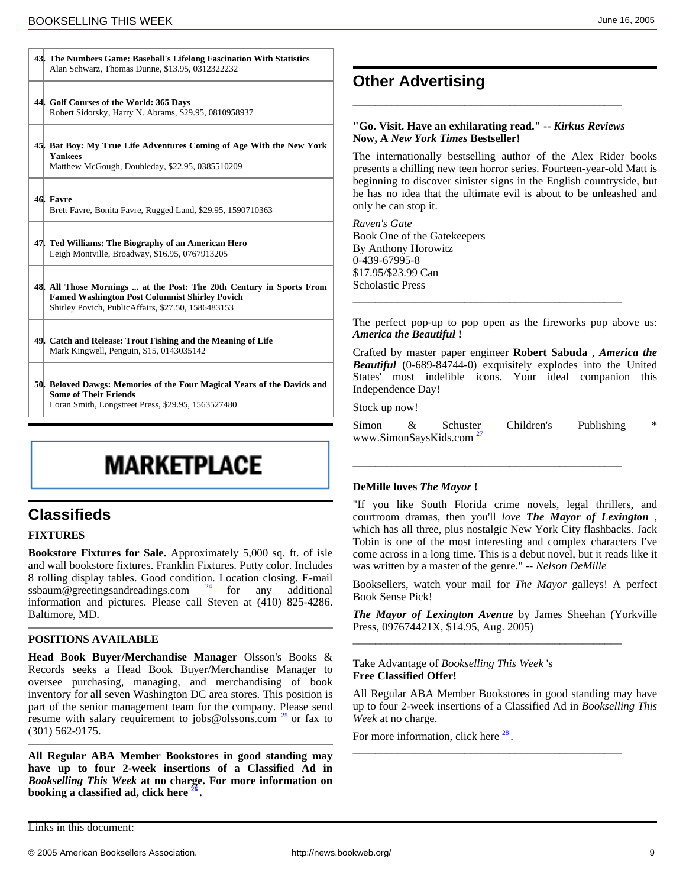43. **The Numbers Game: Baseball's Lifelong Fascination With Statistics**
Alan Schwarz, Thomas Dunne, $13.95, 0312322232

44. **Golf Courses of the World: 365 Days**
Robert Sidorsky, Harry N. Abrams, $29.95, 0810958937

45. **Bat Boy: My True Life Adventures Coming of Age With the New York Yankees**
Matthew McGough, Doubleday, $22.95, 0385510209

46. **Favre**
Brett Favre, Bonita Favre, Rugged Land, $29.95, 1590710363

47. **Ted Williams: The Biography of an American Hero**
Leigh Montville, Broadway, $16.95, 0767913205

48. **All Those Mornings ... at the Post: The 20th Century in Sports From Famed Washington Post Columnist Shirley Povich**
Shirley Povich, PublicAffairs, $27.50, 1586483153

49. **Catch and Release: Trout Fishing and the Meaning of Life**
Mark Kingwell, Penguin, $15, 0143035142

50. **Beloved Dawgs: Memories of the Four Magical Years of the Davids and Some of Their Friends**
Loran Smith, Longstreet Press, $29.95, 1563527480

# MARKETPLACE

## Classifieds

**FIXTURES**

**Bookstore Fixtures for Sale.** Approximately 5,000 sq. ft. of isle and wall bookstore fixtures. Franklin Fixtures. Putty color. Includes 8 rolling display tables. Good condition. Location closing. E-mail ssbaum@greetingsandreadings.com [24] for any additional information and pictures. Please call Steven at (410) 825-4286. Baltimore, MD.

**POSITIONS AVAILABLE**

**Head Book Buyer/Merchandise Manager** Olsson's Books & Records seeks a Head Book Buyer/Merchandise Manager to oversee purchasing, managing, and merchandising of book inventory for all seven Washington DC area stores. This position is part of the senior management team for the company. Please send resume with salary requirement to jobs@olssons.com [25] or fax to (301) 562-9175.

**All Regular ABA Member Bookstores in good standing may have up to four 2-week insertions of a Classified Ad in *Bookselling This Week* at no charge. For more information on booking a classified ad, click here [26].**

## Other Advertising

**"Go. Visit. Have an exhilarating read." -- *Kirkus Reviews***
**Now, A *New York Times* Bestseller!**

The internationally bestselling author of the Alex Rider books presents a chilling new teen horror series. Fourteen-year-old Matt is beginning to discover sinister signs in the English countryside, but he has no idea that the ultimate evil is about to be unleashed and only he can stop it.

*Raven's Gate*
Book One of the Gatekeepers
By Anthony Horowitz
0-439-67995-8
$17.95/$23.99 Can
Scholastic Press

---

The perfect pop-up to pop open as the fireworks pop above us: ***America the Beautiful* !**

Crafted by master paper engineer **Robert Sabuda** , ***America the Beautiful*** (0-689-84744-0) exquisitely explodes into the United States' most indelible icons. Your ideal companion this Independence Day!

Stock up now!

Simon & Schuster Children's Publishing * www.SimonSaysKids.com [27]

---

**DeMille loves *The Mayor* !**

"If you like South Florida crime novels, legal thrillers, and courtroom dramas, then you'll *love* ***The Mayor of Lexington*** , which has all three, plus nostalgic New York City flashbacks. Jack Tobin is one of the most interesting and complex characters I've come across in a long time. This is a debut novel, but it reads like it was written by a master of the genre." -- *Nelson DeMille*

Booksellers, watch your mail for *The Mayor* galleys! A perfect Book Sense Pick!

***The Mayor of Lexington Avenue*** by James Sheehan (Yorkville Press, 097674421X, $14.95, Aug. 2005)

---

Take Advantage of *Bookselling This Week* 's
**Free Classified Offer!**

All Regular ABA Member Bookstores in good standing may have up to four 2-week insertions of a Classified Ad in *Bookselling This Week* at no charge.

For more information, click here [28].

---

Links in this document: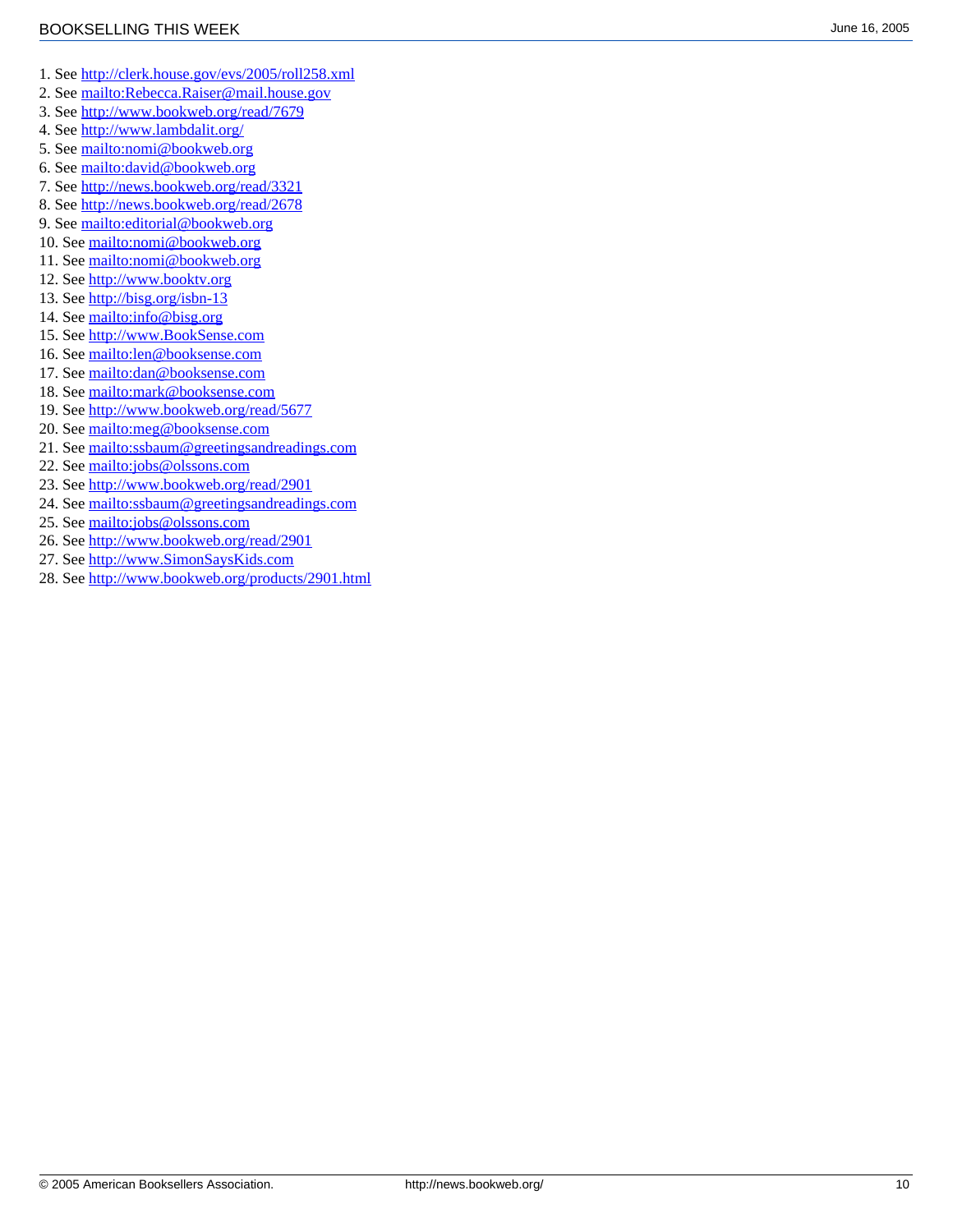1. See http://clerk.house.gov/evs/2005/roll258.xml
2. See mailto:Rebecca.Raiser@mail.house.gov
3. See http://www.bookweb.org/read/7679
4. See http://www.lambdalit.org/
5. See mailto:nomi@bookweb.org
6. See mailto:david@bookweb.org
7. See http://news.bookweb.org/read/3321
8. See http://news.bookweb.org/read/2678
9. See mailto:editorial@bookweb.org
10. See mailto:nomi@bookweb.org
11. See mailto:nomi@bookweb.org
12. See http://www.booktv.org
13. See http://bisg.org/isbn-13
14. See mailto:info@bisg.org
15. See http://www.BookSense.com
16. See mailto:len@booksense.com
17. See mailto:dan@booksense.com
18. See mailto:mark@booksense.com
19. See http://www.bookweb.org/read/5677
20. See mailto:meg@booksense.com
21. See mailto:ssbaum@greetingsandreadings.com
22. See mailto:jobs@olssons.com
23. See http://www.bookweb.org/read/2901
24. See mailto:ssbaum@greetingsandreadings.com
25. See mailto:jobs@olssons.com
26. See http://www.bookweb.org/read/2901
27. See http://www.SimonSaysKids.com
28. See http://www.bookweb.org/products/2901.html